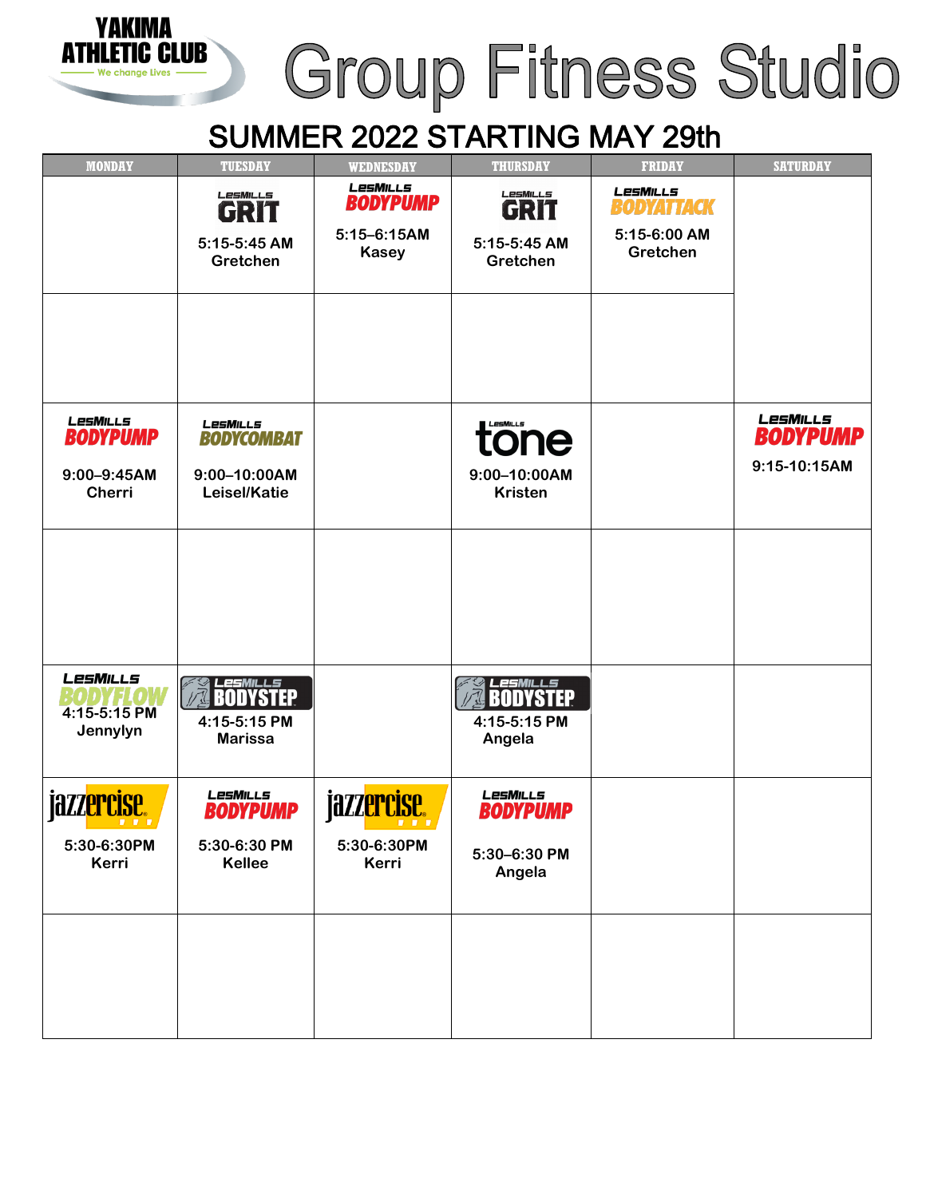YAKIMA ATHLETIC CLUB
We change lives

# Group Fitness Studio

## SUMMER 2022 STARTING MAY 29th

| MONDAY | TUESDAY | WEDNESDAY | THURSDAY | FRIDAY | SATURDAY |
|---|---|---|---|---|---|
| | LesMills GRIT 5:15-5:45 AM Gretchen | LesMills BODYPUMP 5:15–6:15AM Kasey | LesMills GRIT 5:15-5:45 AM Gretchen | LesMills BODYATTACK 5:15-6:00 AM Gretchen | |
| | | | | | |
| LesMills BODYPUMP 9:00–9:45AM Cherri | LesMills BODYCOMBAT 9:00–10:00AM Leisel/Katie | | LesMills tone 9:00–10:00AM Kristen | | LesMills BODYPUMP 9:15-10:15AM |
| | | | | | |
| LesMills BODYFLOW 4:15-5:15 PM Jennylyn | LesMills BODYSTEP 4:15-5:15 PM Marissa | | LesMills BODYSTEP 4:15-5:15 PM Angela | | |
| jazzercise 5:30-6:30PM Kerri | LesMills BODYPUMP 5:30-6:30 PM Kellee | jazzercise 5:30-6:30PM Kerri | LesMills BODYPUMP 5:30–6:30 PM Angela | | |
| | | | | | |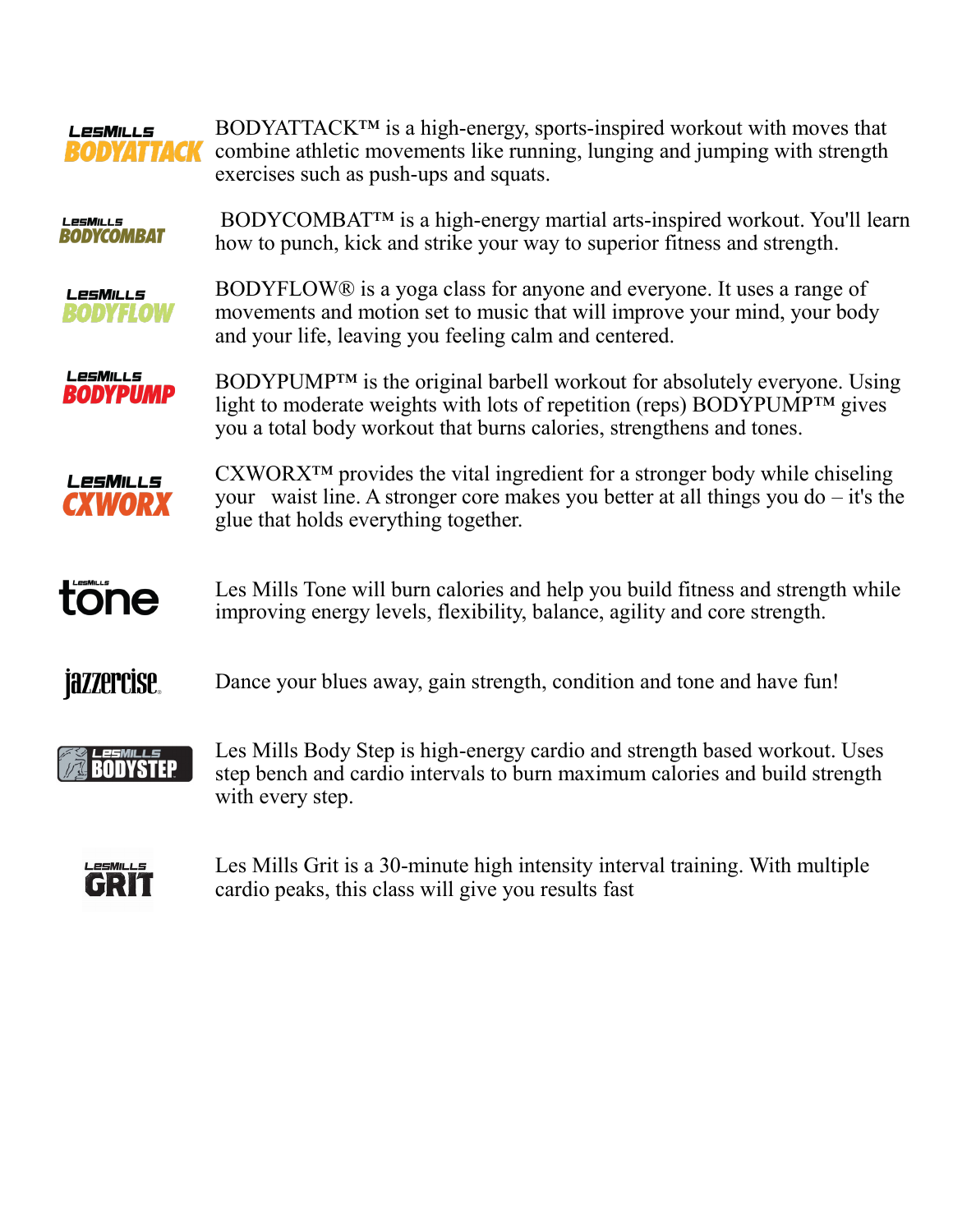BODYATTACK™ is a high-energy, sports-inspired workout with moves that combine athletic movements like running, lunging and jumping with strength exercises such as push-ups and squats.

BODYCOMBAT™ is a high-energy martial arts-inspired workout. You'll learn how to punch, kick and strike your way to superior fitness and strength.

BODYFLOW® is a yoga class for anyone and everyone. It uses a range of movements and motion set to music that will improve your mind, your body and your life, leaving you feeling calm and centered.

BODYPUMP™ is the original barbell workout for absolutely everyone. Using light to moderate weights with lots of repetition (reps) BODYPUMP™ gives you a total body workout that burns calories, strengthens and tones.

CXWORX™ provides the vital ingredient for a stronger body while chiseling your waist line. A stronger core makes you better at all things you do – it's the glue that holds everything together.

Les Mills Tone will burn calories and help you build fitness and strength while improving energy levels, flexibility, balance, agility and core strength.

Dance your blues away, gain strength, condition and tone and have fun!

Les Mills Body Step is high-energy cardio and strength based workout. Uses step bench and cardio intervals to burn maximum calories and build strength with every step.

Les Mills Grit is a 30-minute high intensity interval training. With multiple cardio peaks, this class will give you results fast